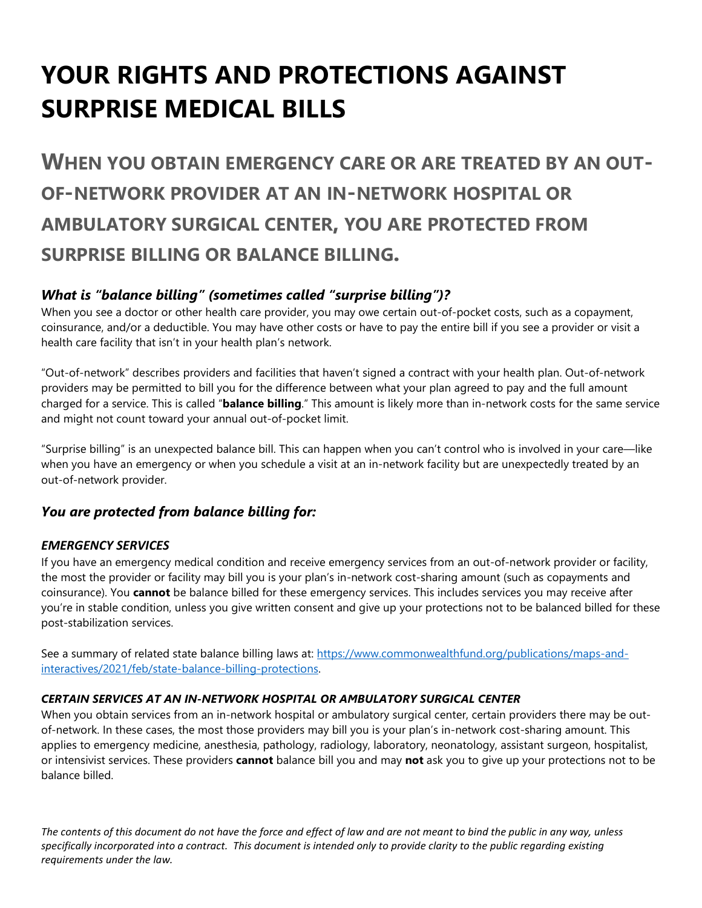# YOUR RIGHTS AND PROTECTIONS AGAINST SURPRISE MEDICAL BILLS

## When you obtain emergency care or are treated by an out-of-network provider at an in-network hospital or ambulatory surgical center, you are protected from surprise billing or balance billing.

### *What is "balance billing" (sometimes called "surprise billing")?*

When you see a doctor or other health care provider, you may owe certain out-of-pocket costs, such as a copayment, coinsurance, and/or a deductible. You may have other costs or have to pay the entire bill if you see a provider or visit a health care facility that isn't in your health plan's network.

"Out-of-network" describes providers and facilities that haven't signed a contract with your health plan. Out-of-network providers may be permitted to bill you for the difference between what your plan agreed to pay and the full amount charged for a service. This is called "**balance billing**." This amount is likely more than in-network costs for the same service and might not count toward your annual out-of-pocket limit.

"Surprise billing" is an unexpected balance bill. This can happen when you can't control who is involved in your care—like when you have an emergency or when you schedule a visit at an in-network facility but are unexpectedly treated by an out-of-network provider.

### *You are protected from balance billing for:*

#### *EMERGENCY SERVICES*

If you have an emergency medical condition and receive emergency services from an out-of-network provider or facility, the most the provider or facility may bill you is your plan's in-network cost-sharing amount (such as copayments and coinsurance). You **cannot** be balance billed for these emergency services. This includes services you may receive after you're in stable condition, unless you give written consent and give up your protections not to be balanced billed for these post-stabilization services.

See a summary of related state balance billing laws at: [https://www.commonwealthfund.org/publications/maps-and-interactives/2021/feb/state-balance-billing-protections](https://www.commonwealthfund.org/publications/maps-and-interactives/2021/feb/state-balance-billing-protections).

#### *CERTAIN SERVICES AT AN IN-NETWORK HOSPITAL OR AMBULATORY SURGICAL CENTER*

When you obtain services from an in-network hospital or ambulatory surgical center, certain providers there may be out-of-network. In these cases, the most those providers may bill you is your plan's in-network cost-sharing amount. This applies to emergency medicine, anesthesia, pathology, radiology, laboratory, neonatology, assistant surgeon, hospitalist, or intensivist services. These providers **cannot** balance bill you and may **not** ask you to give up your protections not to be balance billed.

*The contents of this document do not have the force and effect of law and are not meant to bind the public in any way, unless specifically incorporated into a contract. This document is intended only to provide clarity to the public regarding existing requirements under the law.*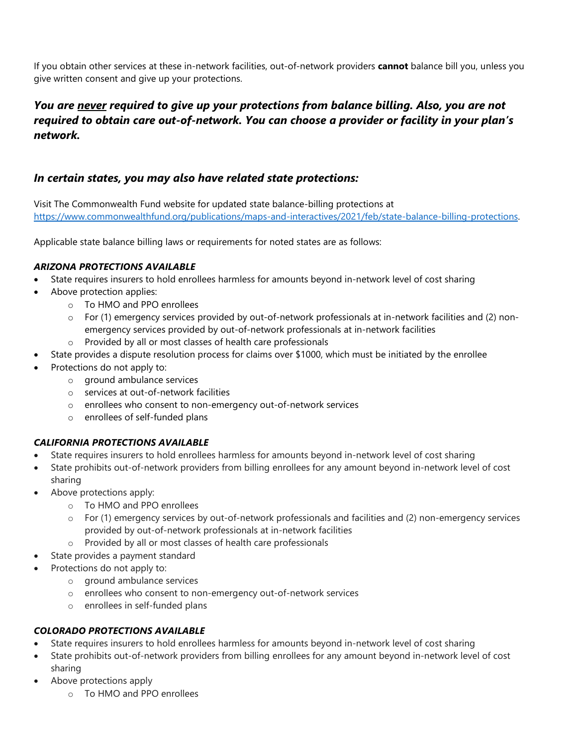If you obtain other services at these in-network facilities, out-of-network providers **cannot** balance bill you, unless you give written consent and give up your protections.

### ***You are <u>never</u> required to give up your protections from balance billing. Also, you are not required to obtain care out-of-network. You can choose a provider or facility in your plan's network.***

### ***In certain states, you may also have related state protections:***

Visit The Commonwealth Fund website for updated state balance-billing protections at [https://www.commonwealthfund.org/publications/maps-and-interactives/2021/feb/state-balance-billing-protections](https://www.commonwealthfund.org/publications/maps-and-interactives/2021/feb/state-balance-billing-protections).

Applicable state balance billing laws or requirements for noted states are as follows:

***ARIZONA PROTECTIONS AVAILABLE***

- State requires insurers to hold enrollees harmless for amounts beyond in-network level of cost sharing
- Above protection applies:
  - To HMO and PPO enrollees
  - For (1) emergency services provided by out-of-network professionals at in-network facilities and (2) non-emergency services provided by out-of-network professionals at in-network facilities
  - Provided by all or most classes of health care professionals
- State provides a dispute resolution process for claims over $1000, which must be initiated by the enrollee
- Protections do not apply to:
  - ground ambulance services
  - services at out-of-network facilities
  - enrollees who consent to non-emergency out-of-network services
  - enrollees of self-funded plans

***CALIFORNIA PROTECTIONS AVAILABLE***

- State requires insurers to hold enrollees harmless for amounts beyond in-network level of cost sharing
- State prohibits out-of-network providers from billing enrollees for any amount beyond in-network level of cost sharing
- Above protections apply:
  - To HMO and PPO enrollees
  - For (1) emergency services by out-of-network professionals and facilities and (2) non-emergency services provided by out-of-network professionals at in-network facilities
  - Provided by all or most classes of health care professionals
- State provides a payment standard
- Protections do not apply to:
  - ground ambulance services
  - enrollees who consent to non-emergency out-of-network services
  - enrollees in self-funded plans

***COLORADO PROTECTIONS AVAILABLE***

- State requires insurers to hold enrollees harmless for amounts beyond in-network level of cost sharing
- State prohibits out-of-network providers from billing enrollees for any amount beyond in-network level of cost sharing
- Above protections apply
  - To HMO and PPO enrollees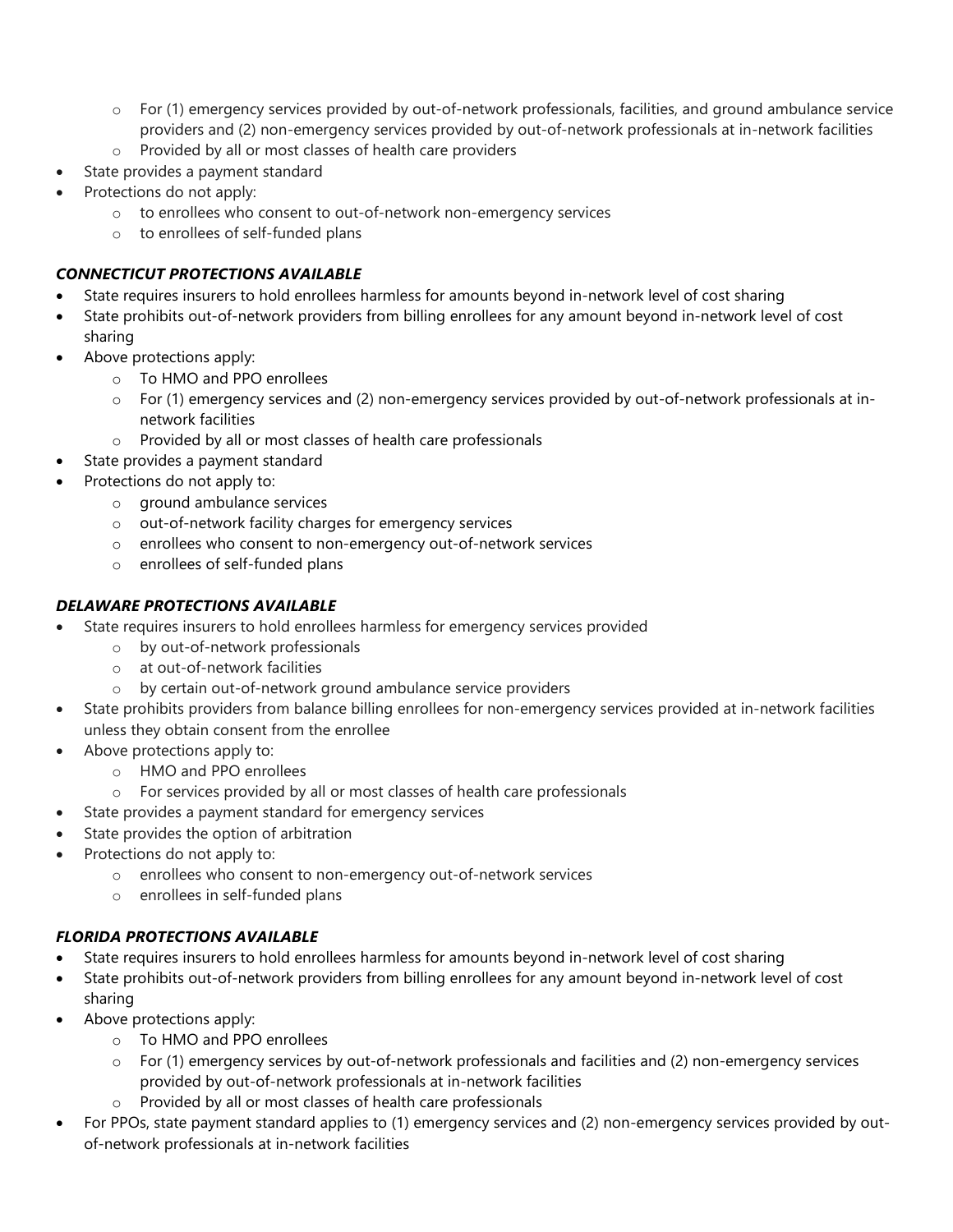- For (1) emergency services provided by out-of-network professionals, facilities, and ground ambulance service providers and (2) non-emergency services provided by out-of-network professionals at in-network facilities
    - Provided by all or most classes of health care providers
- State provides a payment standard
- Protections do not apply:
    - to enrollees who consent to out-of-network non-emergency services
    - to enrollees of self-funded plans

***CONNECTICUT PROTECTIONS AVAILABLE***

- State requires insurers to hold enrollees harmless for amounts beyond in-network level of cost sharing
- State prohibits out-of-network providers from billing enrollees for any amount beyond in-network level of cost sharing
- Above protections apply:
    - To HMO and PPO enrollees
    - For (1) emergency services and (2) non-emergency services provided by out-of-network professionals at in-network facilities
    - Provided by all or most classes of health care professionals
- State provides a payment standard
- Protections do not apply to:
    - ground ambulance services
    - out-of-network facility charges for emergency services
    - enrollees who consent to non-emergency out-of-network services
    - enrollees of self-funded plans

***DELAWARE PROTECTIONS AVAILABLE***

- State requires insurers to hold enrollees harmless for emergency services provided
    - by out-of-network professionals
    - at out-of-network facilities
    - by certain out-of-network ground ambulance service providers
- State prohibits providers from balance billing enrollees for non-emergency services provided at in-network facilities unless they obtain consent from the enrollee
- Above protections apply to:
    - HMO and PPO enrollees
    - For services provided by all or most classes of health care professionals
- State provides a payment standard for emergency services
- State provides the option of arbitration
- Protections do not apply to:
    - enrollees who consent to non-emergency out-of-network services
    - enrollees in self-funded plans

***FLORIDA PROTECTIONS AVAILABLE***

- State requires insurers to hold enrollees harmless for amounts beyond in-network level of cost sharing
- State prohibits out-of-network providers from billing enrollees for any amount beyond in-network level of cost sharing
- Above protections apply:
    - To HMO and PPO enrollees
    - For (1) emergency services by out-of-network professionals and facilities and (2) non-emergency services provided by out-of-network professionals at in-network facilities
    - Provided by all or most classes of health care professionals
- For PPOs, state payment standard applies to (1) emergency services and (2) non-emergency services provided by out-of-network professionals at in-network facilities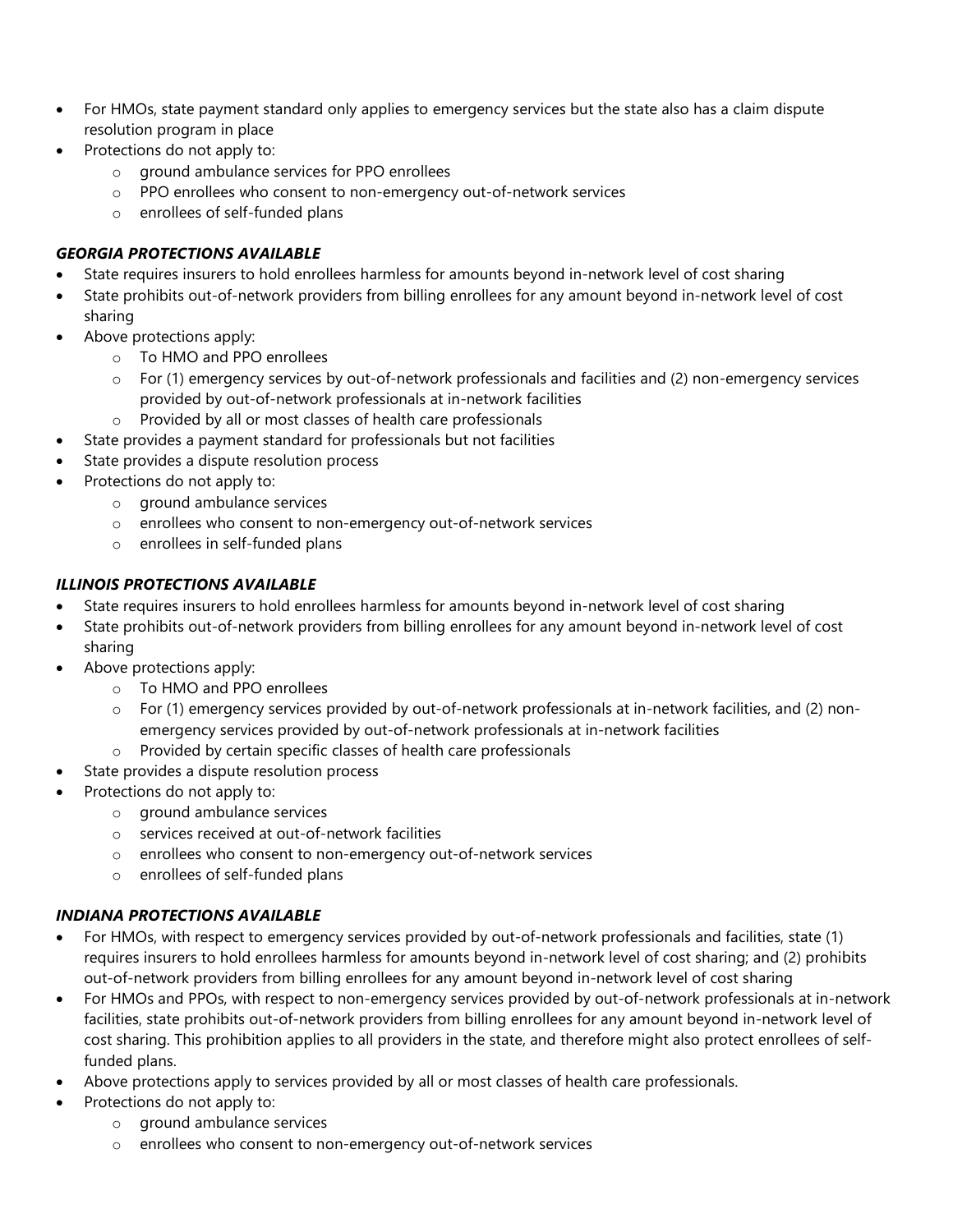- For HMOs, state payment standard only applies to emergency services but the state also has a claim dispute resolution program in place
- Protections do not apply to:
    - ground ambulance services for PPO enrollees
    - PPO enrollees who consent to non-emergency out-of-network services
    - enrollees of self-funded plans

***GEORGIA PROTECTIONS AVAILABLE***

- State requires insurers to hold enrollees harmless for amounts beyond in-network level of cost sharing
- State prohibits out-of-network providers from billing enrollees for any amount beyond in-network level of cost sharing
- Above protections apply:
    - To HMO and PPO enrollees
    - For (1) emergency services by out-of-network professionals and facilities and (2) non-emergency services provided by out-of-network professionals at in-network facilities
    - Provided by all or most classes of health care professionals
- State provides a payment standard for professionals but not facilities
- State provides a dispute resolution process
- Protections do not apply to:
    - ground ambulance services
    - enrollees who consent to non-emergency out-of-network services
    - enrollees in self-funded plans

***ILLINOIS PROTECTIONS AVAILABLE***

- State requires insurers to hold enrollees harmless for amounts beyond in-network level of cost sharing
- State prohibits out-of-network providers from billing enrollees for any amount beyond in-network level of cost sharing
- Above protections apply:
    - To HMO and PPO enrollees
    - For (1) emergency services provided by out-of-network professionals at in-network facilities, and (2) non-emergency services provided by out-of-network professionals at in-network facilities
    - Provided by certain specific classes of health care professionals
- State provides a dispute resolution process
- Protections do not apply to:
    - ground ambulance services
    - services received at out-of-network facilities
    - enrollees who consent to non-emergency out-of-network services
    - enrollees of self-funded plans

***INDIANA PROTECTIONS AVAILABLE***

- For HMOs, with respect to emergency services provided by out-of-network professionals and facilities, state (1) requires insurers to hold enrollees harmless for amounts beyond in-network level of cost sharing; and (2) prohibits out-of-network providers from billing enrollees for any amount beyond in-network level of cost sharing
- For HMOs and PPOs, with respect to non-emergency services provided by out-of-network professionals at in-network facilities, state prohibits out-of-network providers from billing enrollees for any amount beyond in-network level of cost sharing. This prohibition applies to all providers in the state, and therefore might also protect enrollees of self-funded plans.
- Above protections apply to services provided by all or most classes of health care professionals.
- Protections do not apply to:
    - ground ambulance services
    - enrollees who consent to non-emergency out-of-network services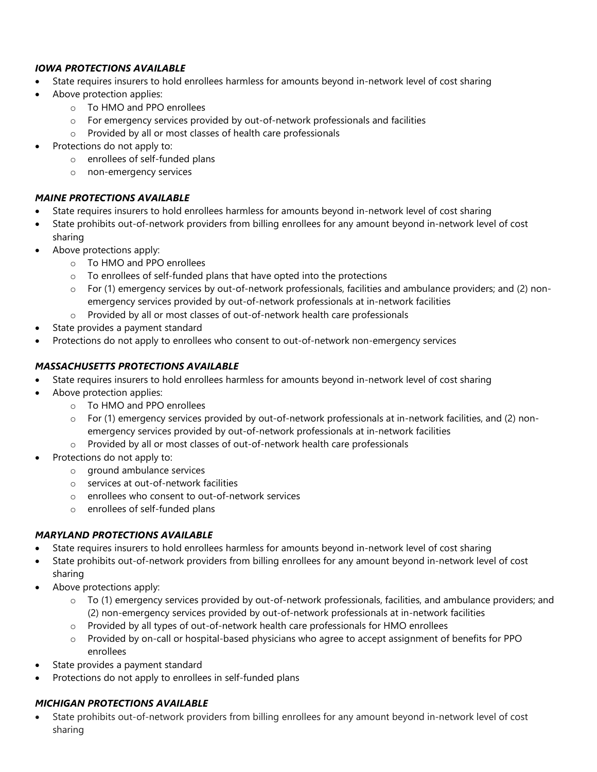***IOWA PROTECTIONS AVAILABLE***

- State requires insurers to hold enrollees harmless for amounts beyond in-network level of cost sharing
- Above protection applies:
  - To HMO and PPO enrollees
  - For emergency services provided by out-of-network professionals and facilities
  - Provided by all or most classes of health care professionals
- Protections do not apply to:
  - enrollees of self-funded plans
  - non-emergency services

***MAINE PROTECTIONS AVAILABLE***

- State requires insurers to hold enrollees harmless for amounts beyond in-network level of cost sharing
- State prohibits out-of-network providers from billing enrollees for any amount beyond in-network level of cost sharing
- Above protections apply:
  - To HMO and PPO enrollees
  - To enrollees of self-funded plans that have opted into the protections
  - For (1) emergency services by out-of-network professionals, facilities and ambulance providers; and (2) non-emergency services provided by out-of-network professionals at in-network facilities
  - Provided by all or most classes of out-of-network health care professionals
- State provides a payment standard
- Protections do not apply to enrollees who consent to out-of-network non-emergency services

***MASSACHUSETTS PROTECTIONS AVAILABLE***

- State requires insurers to hold enrollees harmless for amounts beyond in-network level of cost sharing
- Above protection applies:
  - To HMO and PPO enrollees
  - For (1) emergency services provided by out-of-network professionals at in-network facilities, and (2) non-emergency services provided by out-of-network professionals at in-network facilities
  - Provided by all or most classes of out-of-network health care professionals
- Protections do not apply to:
  - ground ambulance services
  - services at out-of-network facilities
  - enrollees who consent to out-of-network services
  - enrollees of self-funded plans

***MARYLAND PROTECTIONS AVAILABLE***

- State requires insurers to hold enrollees harmless for amounts beyond in-network level of cost sharing
- State prohibits out-of-network providers from billing enrollees for any amount beyond in-network level of cost sharing
- Above protections apply:
  - To (1) emergency services provided by out-of-network professionals, facilities, and ambulance providers; and (2) non-emergency services provided by out-of-network professionals at in-network facilities
  - Provided by all types of out-of-network health care professionals for HMO enrollees
  - Provided by on-call or hospital-based physicians who agree to accept assignment of benefits for PPO enrollees
- State provides a payment standard
- Protections do not apply to enrollees in self-funded plans

***MICHIGAN PROTECTIONS AVAILABLE***

- State prohibits out-of-network providers from billing enrollees for any amount beyond in-network level of cost sharing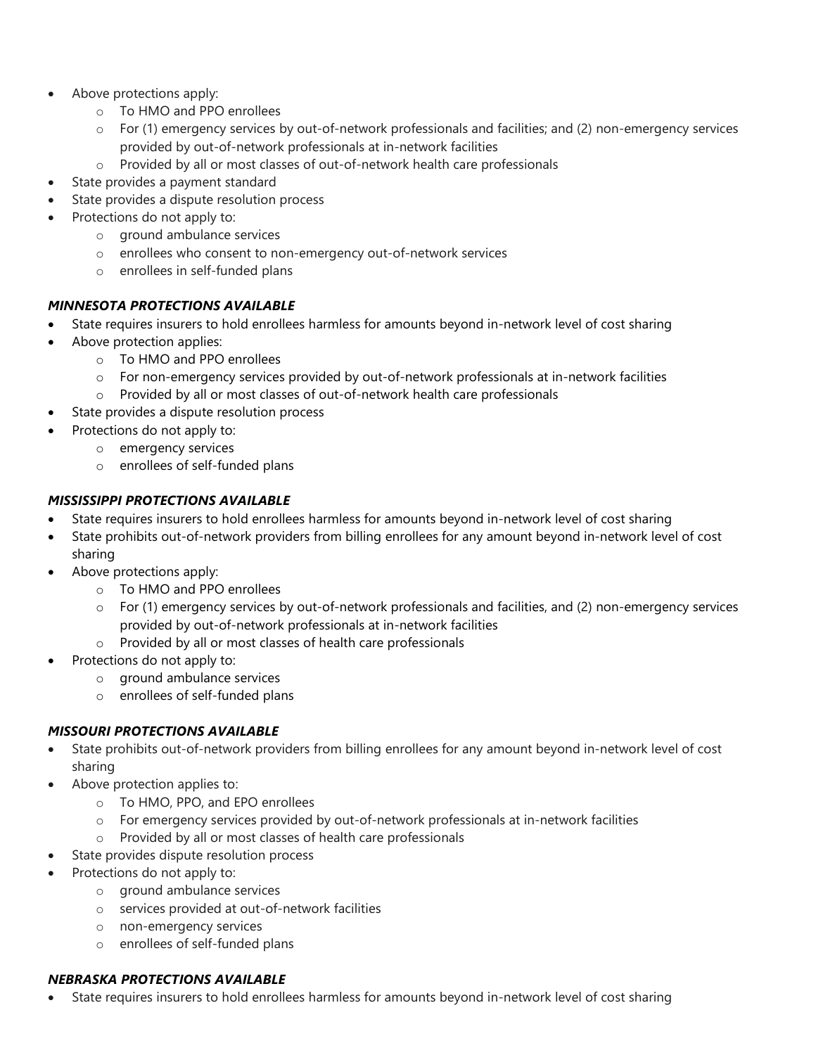- Above protections apply:
    - To HMO and PPO enrollees
    - For (1) emergency services by out-of-network professionals and facilities; and (2) non-emergency services provided by out-of-network professionals at in-network facilities
    - Provided by all or most classes of out-of-network health care professionals
- State provides a payment standard
- State provides a dispute resolution process
- Protections do not apply to:
    - ground ambulance services
    - enrollees who consent to non-emergency out-of-network services
    - enrollees in self-funded plans

### *MINNESOTA PROTECTIONS AVAILABLE*

- State requires insurers to hold enrollees harmless for amounts beyond in-network level of cost sharing
- Above protection applies:
    - To HMO and PPO enrollees
    - For non-emergency services provided by out-of-network professionals at in-network facilities
    - Provided by all or most classes of out-of-network health care professionals
- State provides a dispute resolution process
- Protections do not apply to:
    - emergency services
    - enrollees of self-funded plans

### *MISSISSIPPI PROTECTIONS AVAILABLE*

- State requires insurers to hold enrollees harmless for amounts beyond in-network level of cost sharing
- State prohibits out-of-network providers from billing enrollees for any amount beyond in-network level of cost sharing
- Above protections apply:
    - To HMO and PPO enrollees
    - For (1) emergency services by out-of-network professionals and facilities, and (2) non-emergency services provided by out-of-network professionals at in-network facilities
    - Provided by all or most classes of health care professionals
- Protections do not apply to:
    - ground ambulance services
    - enrollees of self-funded plans

### *MISSOURI PROTECTIONS AVAILABLE*

- State prohibits out-of-network providers from billing enrollees for any amount beyond in-network level of cost sharing
- Above protection applies to:
    - To HMO, PPO, and EPO enrollees
    - For emergency services provided by out-of-network professionals at in-network facilities
    - Provided by all or most classes of health care professionals
- State provides dispute resolution process
- Protections do not apply to:
    - ground ambulance services
    - services provided at out-of-network facilities
    - non-emergency services
    - enrollees of self-funded plans

### *NEBRASKA PROTECTIONS AVAILABLE*

- State requires insurers to hold enrollees harmless for amounts beyond in-network level of cost sharing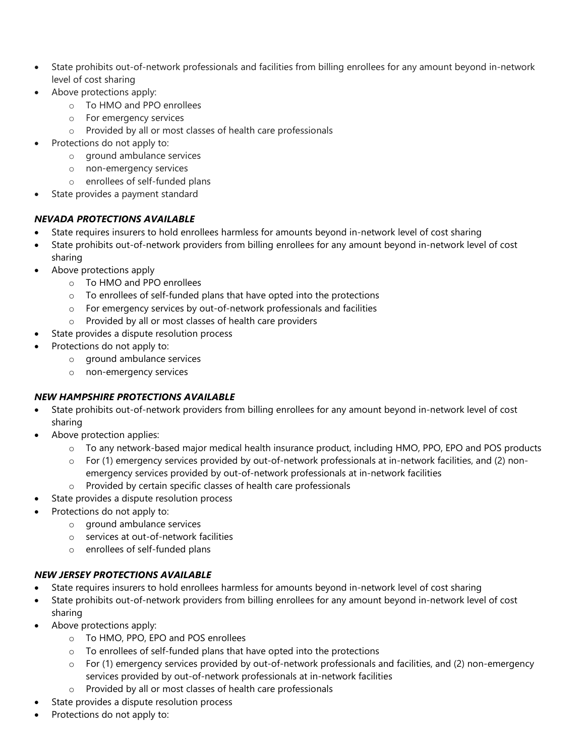- State prohibits out-of-network professionals and facilities from billing enrollees for any amount beyond in-network level of cost sharing
- Above protections apply:
  - To HMO and PPO enrollees
  - For emergency services
  - Provided by all or most classes of health care professionals
- Protections do not apply to:
  - ground ambulance services
  - non-emergency services
  - enrollees of self-funded plans
- State provides a payment standard

### *NEVADA PROTECTIONS AVAILABLE*

- State requires insurers to hold enrollees harmless for amounts beyond in-network level of cost sharing
- State prohibits out-of-network providers from billing enrollees for any amount beyond in-network level of cost sharing
- Above protections apply
  - To HMO and PPO enrollees
  - To enrollees of self-funded plans that have opted into the protections
  - For emergency services by out-of-network professionals and facilities
  - Provided by all or most classes of health care providers
- State provides a dispute resolution process
- Protections do not apply to:
  - ground ambulance services
  - non-emergency services

### *NEW HAMPSHIRE PROTECTIONS AVAILABLE*

- State prohibits out-of-network providers from billing enrollees for any amount beyond in-network level of cost sharing
- Above protection applies:
  - To any network-based major medical health insurance product, including HMO, PPO, EPO and POS products
  - For (1) emergency services provided by out-of-network professionals at in-network facilities, and (2) non-emergency services provided by out-of-network professionals at in-network facilities
  - Provided by certain specific classes of health care professionals
- State provides a dispute resolution process
- Protections do not apply to:
  - ground ambulance services
  - services at out-of-network facilities
  - enrollees of self-funded plans

### *NEW JERSEY PROTECTIONS AVAILABLE*

- State requires insurers to hold enrollees harmless for amounts beyond in-network level of cost sharing
- State prohibits out-of-network providers from billing enrollees for any amount beyond in-network level of cost sharing
- Above protections apply:
  - To HMO, PPO, EPO and POS enrollees
  - To enrollees of self-funded plans that have opted into the protections
  - For (1) emergency services provided by out-of-network professionals and facilities, and (2) non-emergency services provided by out-of-network professionals at in-network facilities
  - Provided by all or most classes of health care professionals
- State provides a dispute resolution process
- Protections do not apply to: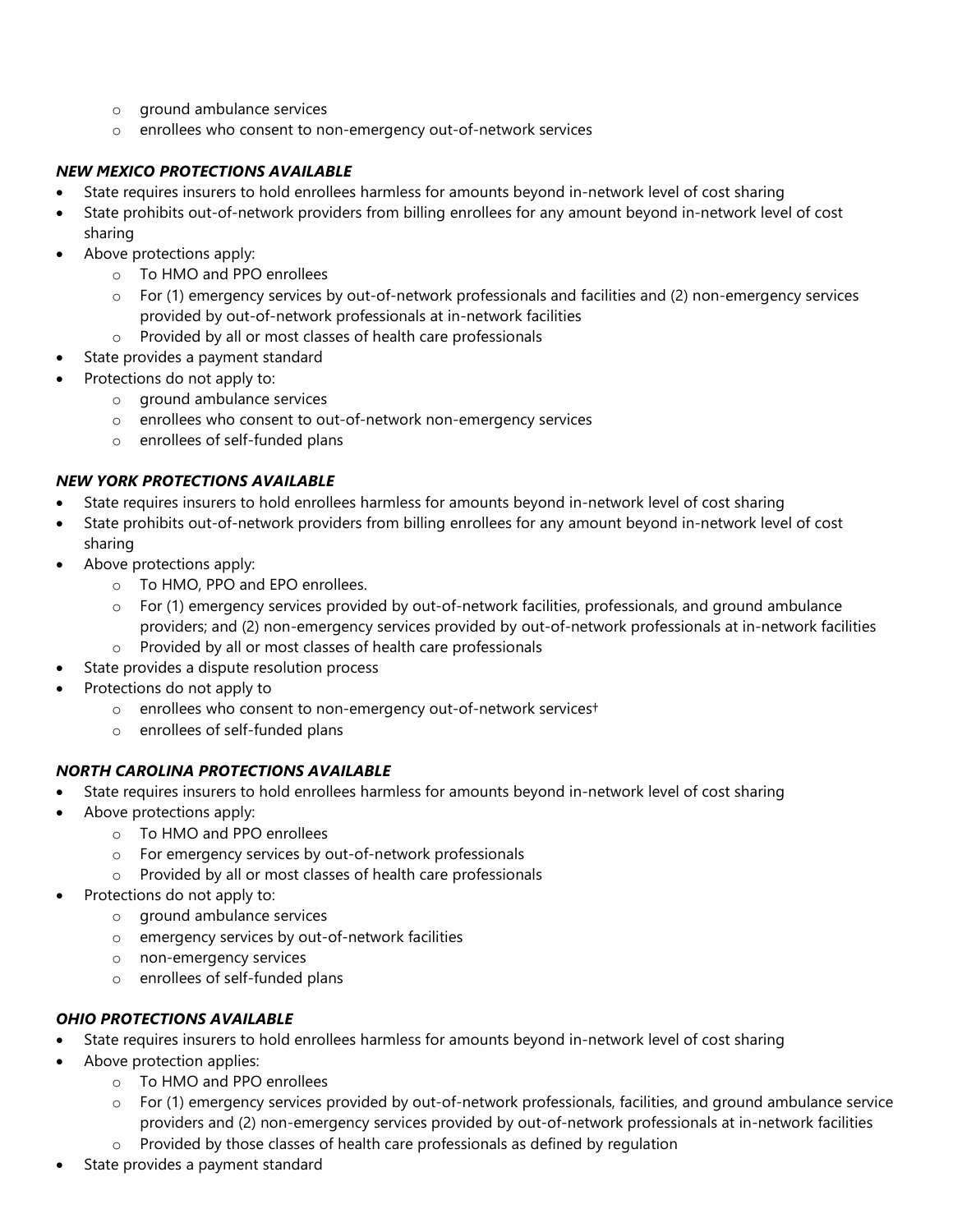- ground ambulance services
  - enrollees who consent to non-emergency out-of-network services

***NEW MEXICO PROTECTIONS AVAILABLE***

- State requires insurers to hold enrollees harmless for amounts beyond in-network level of cost sharing
- State prohibits out-of-network providers from billing enrollees for any amount beyond in-network level of cost sharing
- Above protections apply:
  - To HMO and PPO enrollees
  - For (1) emergency services by out-of-network professionals and facilities and (2) non-emergency services provided by out-of-network professionals at in-network facilities
  - Provided by all or most classes of health care professionals
- State provides a payment standard
- Protections do not apply to:
  - ground ambulance services
  - enrollees who consent to out-of-network non-emergency services
  - enrollees of self-funded plans

***NEW YORK PROTECTIONS AVAILABLE***

- State requires insurers to hold enrollees harmless for amounts beyond in-network level of cost sharing
- State prohibits out-of-network providers from billing enrollees for any amount beyond in-network level of cost sharing
- Above protections apply:
  - To HMO, PPO and EPO enrollees.
  - For (1) emergency services provided by out-of-network facilities, professionals, and ground ambulance providers; and (2) non-emergency services provided by out-of-network professionals at in-network facilities
  - Provided by all or most classes of health care professionals
- State provides a dispute resolution process
- Protections do not apply to
  - enrollees who consent to non-emergency out-of-network services†
  - enrollees of self-funded plans

***NORTH CAROLINA PROTECTIONS AVAILABLE***

- State requires insurers to hold enrollees harmless for amounts beyond in-network level of cost sharing
- Above protections apply:
  - To HMO and PPO enrollees
  - For emergency services by out-of-network professionals
  - Provided by all or most classes of health care professionals
- Protections do not apply to:
  - ground ambulance services
  - emergency services by out-of-network facilities
  - non-emergency services
  - enrollees of self-funded plans

***OHIO PROTECTIONS AVAILABLE***

- State requires insurers to hold enrollees harmless for amounts beyond in-network level of cost sharing
- Above protection applies:
  - To HMO and PPO enrollees
  - For (1) emergency services provided by out-of-network professionals, facilities, and ground ambulance service providers and (2) non-emergency services provided by out-of-network professionals at in-network facilities
  - Provided by those classes of health care professionals as defined by regulation
- State provides a payment standard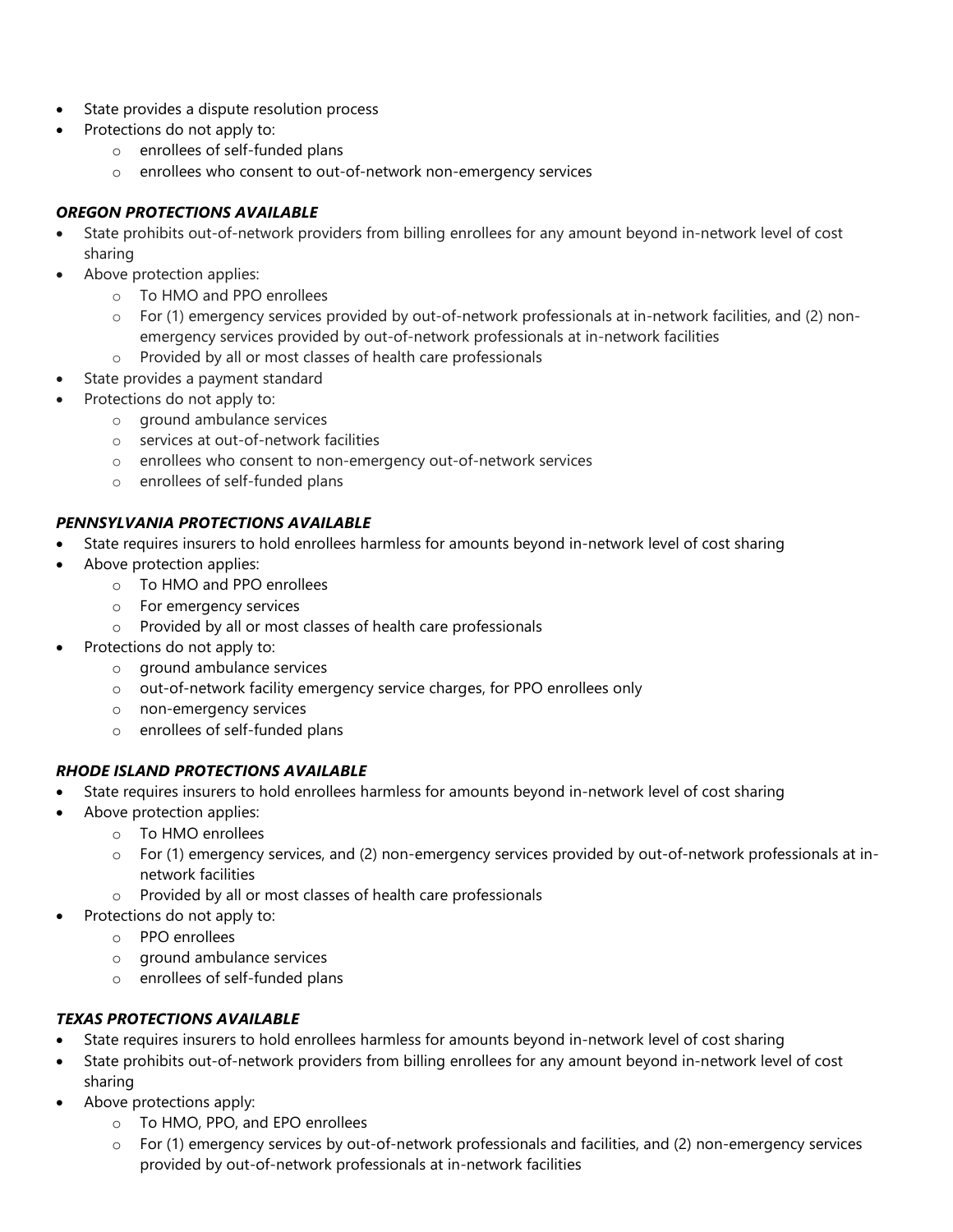- State provides a dispute resolution process
- Protections do not apply to:
  - enrollees of self-funded plans
  - enrollees who consent to out-of-network non-emergency services

***OREGON PROTECTIONS AVAILABLE***

- State prohibits out-of-network providers from billing enrollees for any amount beyond in-network level of cost sharing
- Above protection applies:
  - To HMO and PPO enrollees
  - For (1) emergency services provided by out-of-network professionals at in-network facilities, and (2) non-emergency services provided by out-of-network professionals at in-network facilities
  - Provided by all or most classes of health care professionals
- State provides a payment standard
- Protections do not apply to:
  - ground ambulance services
  - services at out-of-network facilities
  - enrollees who consent to non-emergency out-of-network services
  - enrollees of self-funded plans

***PENNSYLVANIA PROTECTIONS AVAILABLE***

- State requires insurers to hold enrollees harmless for amounts beyond in-network level of cost sharing
- Above protection applies:
  - To HMO and PPO enrollees
  - For emergency services
  - Provided by all or most classes of health care professionals
- Protections do not apply to:
  - ground ambulance services
  - out-of-network facility emergency service charges, for PPO enrollees only
  - non-emergency services
  - enrollees of self-funded plans

***RHODE ISLAND PROTECTIONS AVAILABLE***

- State requires insurers to hold enrollees harmless for amounts beyond in-network level of cost sharing
- Above protection applies:
  - To HMO enrollees
  - For (1) emergency services, and (2) non-emergency services provided by out-of-network professionals at in-network facilities
  - Provided by all or most classes of health care professionals
- Protections do not apply to:
  - PPO enrollees
  - ground ambulance services
  - enrollees of self-funded plans

***TEXAS PROTECTIONS AVAILABLE***

- State requires insurers to hold enrollees harmless for amounts beyond in-network level of cost sharing
- State prohibits out-of-network providers from billing enrollees for any amount beyond in-network level of cost sharing
- Above protections apply:
  - To HMO, PPO, and EPO enrollees
  - For (1) emergency services by out-of-network professionals and facilities, and (2) non-emergency services provided by out-of-network professionals at in-network facilities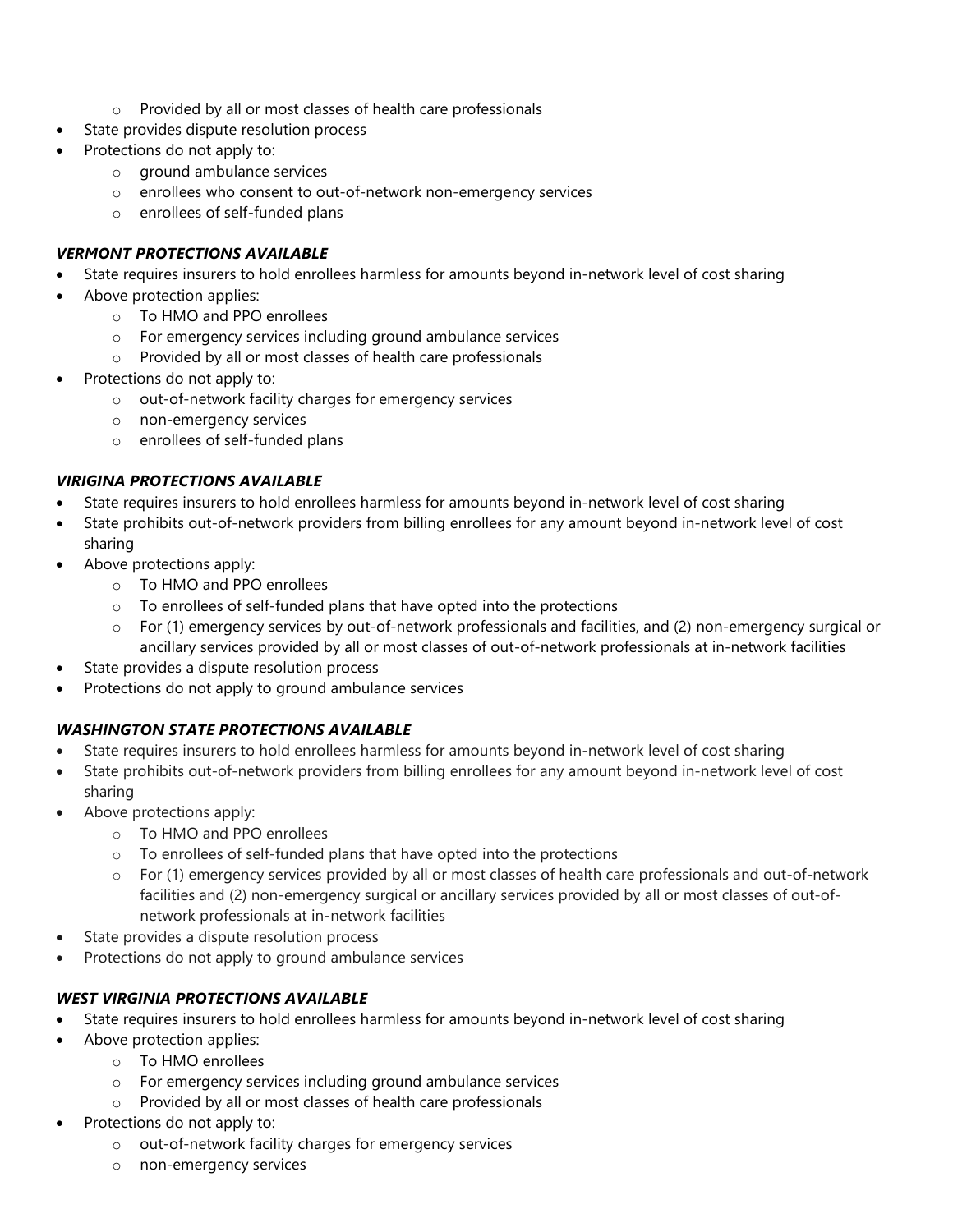- Provided by all or most classes of health care professionals
- State provides dispute resolution process
- Protections do not apply to:
  - ground ambulance services
  - enrollees who consent to out-of-network non-emergency services
  - enrollees of self-funded plans

***VERMONT PROTECTIONS AVAILABLE***

- State requires insurers to hold enrollees harmless for amounts beyond in-network level of cost sharing
- Above protection applies:
  - To HMO and PPO enrollees
  - For emergency services including ground ambulance services
  - Provided by all or most classes of health care professionals
- Protections do not apply to:
  - out-of-network facility charges for emergency services
  - non-emergency services
  - enrollees of self-funded plans

***VIRIGINA PROTECTIONS AVAILABLE***

- State requires insurers to hold enrollees harmless for amounts beyond in-network level of cost sharing
- State prohibits out-of-network providers from billing enrollees for any amount beyond in-network level of cost sharing
- Above protections apply:
  - To HMO and PPO enrollees
  - To enrollees of self-funded plans that have opted into the protections
  - For (1) emergency services by out-of-network professionals and facilities, and (2) non-emergency surgical or ancillary services provided by all or most classes of out-of-network professionals at in-network facilities
- State provides a dispute resolution process
- Protections do not apply to ground ambulance services

***WASHINGTON STATE PROTECTIONS AVAILABLE***

- State requires insurers to hold enrollees harmless for amounts beyond in-network level of cost sharing
- State prohibits out-of-network providers from billing enrollees for any amount beyond in-network level of cost sharing
- Above protections apply:
  - To HMO and PPO enrollees
  - To enrollees of self-funded plans that have opted into the protections
  - For (1) emergency services provided by all or most classes of health care professionals and out-of-network facilities and (2) non-emergency surgical or ancillary services provided by all or most classes of out-of-network professionals at in-network facilities
- State provides a dispute resolution process
- Protections do not apply to ground ambulance services

***WEST VIRGINIA PROTECTIONS AVAILABLE***

- State requires insurers to hold enrollees harmless for amounts beyond in-network level of cost sharing
- Above protection applies:
  - To HMO enrollees
  - For emergency services including ground ambulance services
  - Provided by all or most classes of health care professionals
- Protections do not apply to:
  - out-of-network facility charges for emergency services
  - non-emergency services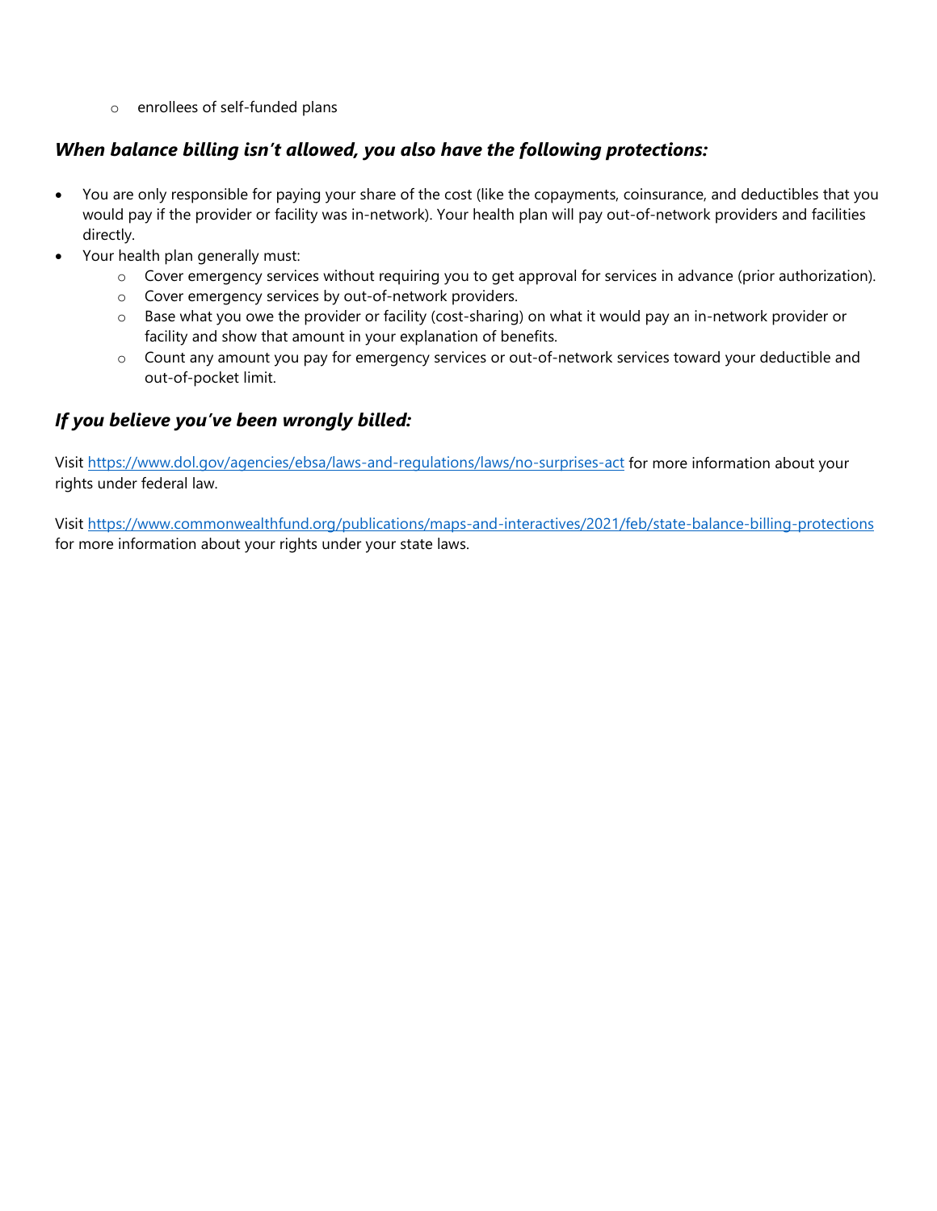- enrollees of self-funded plans

### ***When balance billing isn't allowed, you also have the following protections:***

- You are only responsible for paying your share of the cost (like the copayments, coinsurance, and deductibles that you would pay if the provider or facility was in-network). Your health plan will pay out-of-network providers and facilities directly.
- Your health plan generally must:
  - Cover emergency services without requiring you to get approval for services in advance (prior authorization).
  - Cover emergency services by out-of-network providers.
  - Base what you owe the provider or facility (cost-sharing) on what it would pay an in-network provider or facility and show that amount in your explanation of benefits.
  - Count any amount you pay for emergency services or out-of-network services toward your deductible and out-of-pocket limit.

### ***If you believe you've been wrongly billed:***

Visit https://www.dol.gov/agencies/ebsa/laws-and-regulations/laws/no-surprises-act for more information about your rights under federal law.

Visit https://www.commonwealthfund.org/publications/maps-and-interactives/2021/feb/state-balance-billing-protections for more information about your rights under your state laws.